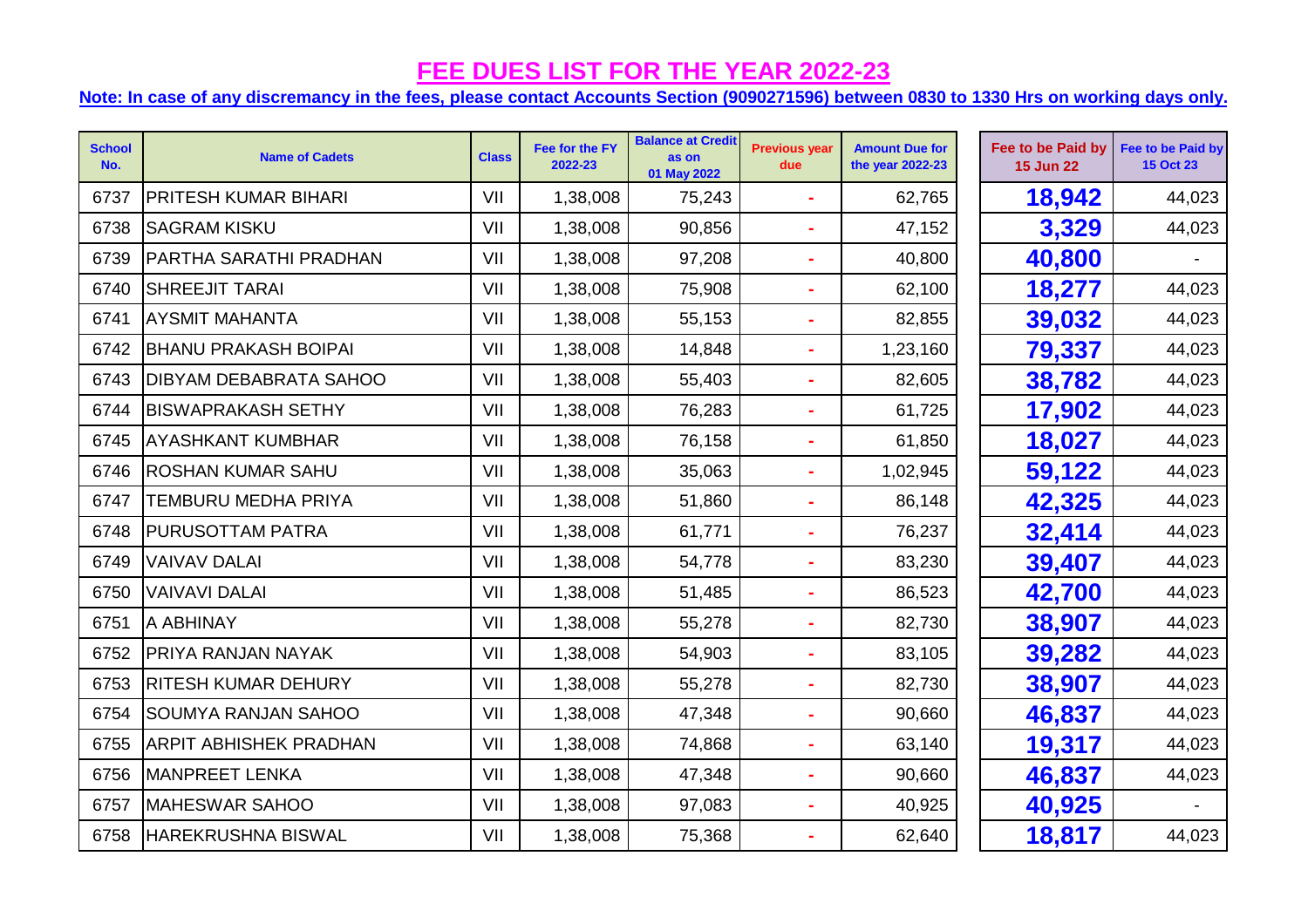# FEE DUES LIST FOR THE YEAR 2022-23

**Note: In case of any discremancy in the fees, please contact Accounts Section (9090271596) between 0830 to 1330 Hrs on working days only.**

| School No. | Name of Cadets | Class | Fee for the FY 2022-23 | Balance at Credit as on 01 May 2022 | Previous year due | Amount Due for the year 2022-23 | Fee to be Paid by 15 Jun 22 | Fee to be Paid by 15 Oct 23 |
|---|---|---|---|---|---|---|---|---|
| 6737 | PRITESH KUMAR BIHARI | VII | 1,38,008 | 75,243 | - | 62,765 | **18,942** | 44,023 |
| 6738 | SAGRAM KISKU | VII | 1,38,008 | 90,856 | - | 47,152 | **3,329** | 44,023 |
| 6739 | PARTHA SARATHI PRADHAN | VII | 1,38,008 | 97,208 | - | 40,800 | **40,800** | - |
| 6740 | SHREEJIT TARAI | VII | 1,38,008 | 75,908 | - | 62,100 | **18,277** | 44,023 |
| 6741 | AYSMIT MAHANTA | VII | 1,38,008 | 55,153 | - | 82,855 | **39,032** | 44,023 |
| 6742 | BHANU PRAKASH BOIPAI | VII | 1,38,008 | 14,848 | - | 1,23,160 | **79,337** | 44,023 |
| 6743 | DIBYAM DEBABRATA SAHOO | VII | 1,38,008 | 55,403 | - | 82,605 | **38,782** | 44,023 |
| 6744 | BISWAPRAKASH SETHY | VII | 1,38,008 | 76,283 | - | 61,725 | **17,902** | 44,023 |
| 6745 | AYASHKANT KUMBHAR | VII | 1,38,008 | 76,158 | - | 61,850 | **18,027** | 44,023 |
| 6746 | ROSHAN KUMAR SAHU | VII | 1,38,008 | 35,063 | - | 1,02,945 | **59,122** | 44,023 |
| 6747 | TEMBURU MEDHA PRIYA | VII | 1,38,008 | 51,860 | - | 86,148 | **42,325** | 44,023 |
| 6748 | PURUSOTTAM PATRA | VII | 1,38,008 | 61,771 | - | 76,237 | **32,414** | 44,023 |
| 6749 | VAIVAV DALAI | VII | 1,38,008 | 54,778 | - | 83,230 | **39,407** | 44,023 |
| 6750 | VAIVAVI DALAI | VII | 1,38,008 | 51,485 | - | 86,523 | **42,700** | 44,023 |
| 6751 | A ABHINAY | VII | 1,38,008 | 55,278 | - | 82,730 | **38,907** | 44,023 |
| 6752 | PRIYA RANJAN NAYAK | VII | 1,38,008 | 54,903 | - | 83,105 | **39,282** | 44,023 |
| 6753 | RITESH KUMAR DEHURY | VII | 1,38,008 | 55,278 | - | 82,730 | **38,907** | 44,023 |
| 6754 | SOUMYA RANJAN SAHOO | VII | 1,38,008 | 47,348 | - | 90,660 | **46,837** | 44,023 |
| 6755 | ARPIT ABHISHEK PRADHAN | VII | 1,38,008 | 74,868 | - | 63,140 | **19,317** | 44,023 |
| 6756 | MANPREET LENKA | VII | 1,38,008 | 47,348 | - | 90,660 | **46,837** | 44,023 |
| 6757 | MAHESWAR SAHOO | VII | 1,38,008 | 97,083 | - | 40,925 | **40,925** | - |
| 6758 | HAREKRUSHNA BISWAL | VII | 1,38,008 | 75,368 | - | 62,640 | **18,817** | 44,023 |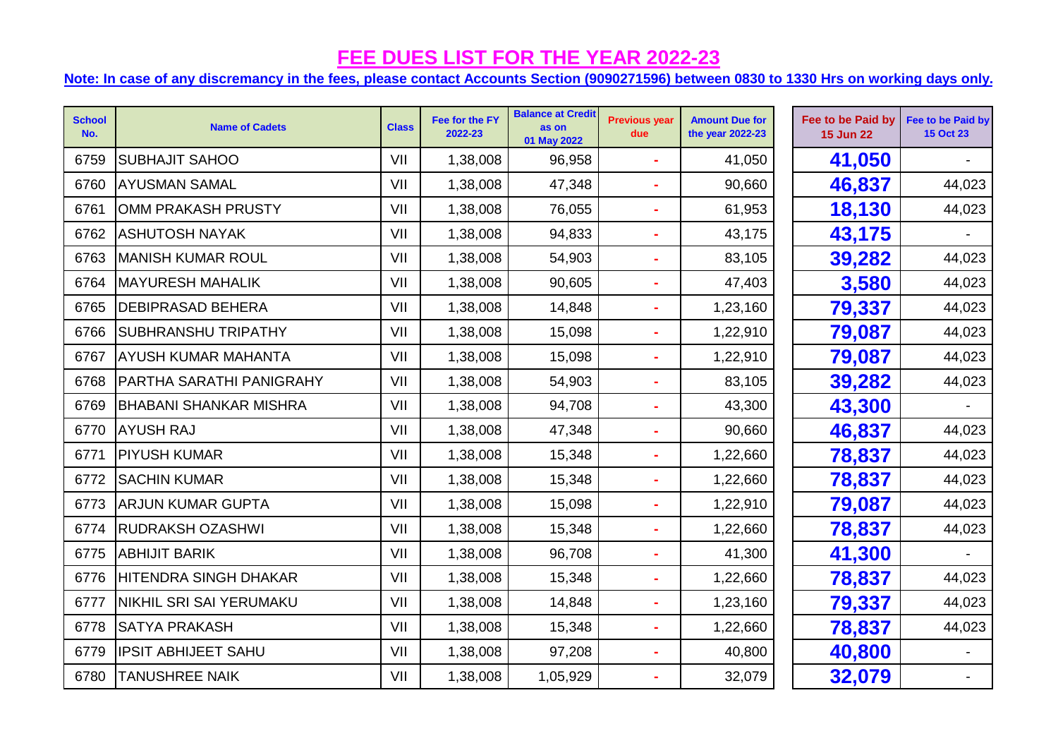# FEE DUES LIST FOR THE YEAR 2022-23

**Note: In case of any discremancy in the fees, please contact Accounts Section (9090271596) between 0830 to 1330 Hrs on working days only.**

| School No. | Name of Cadets | Class | Fee for the FY 2022-23 | Balance at Credit as on 01 May 2022 | Previous year due | Amount Due for the year 2022-23 | Fee to be Paid by 15 Jun 22 | Fee to be Paid by 15 Oct 23 |
|---|---|---|---|---|---|---|---|---|
| 6759 | SUBHAJIT SAHOO | VII | 1,38,008 | 96,958 | - | 41,050 | **41,050** | - |
| 6760 | AYUSMAN SAMAL | VII | 1,38,008 | 47,348 | - | 90,660 | **46,837** | 44,023 |
| 6761 | OMM PRAKASH PRUSTY | VII | 1,38,008 | 76,055 | - | 61,953 | **18,130** | 44,023 |
| 6762 | ASHUTOSH NAYAK | VII | 1,38,008 | 94,833 | - | 43,175 | **43,175** | - |
| 6763 | MANISH KUMAR ROUL | VII | 1,38,008 | 54,903 | - | 83,105 | **39,282** | 44,023 |
| 6764 | MAYURESH MAHALIK | VII | 1,38,008 | 90,605 | - | 47,403 | **3,580** | 44,023 |
| 6765 | DEBIPRASAD BEHERA | VII | 1,38,008 | 14,848 | - | 1,23,160 | **79,337** | 44,023 |
| 6766 | SUBHRANSHU TRIPATHY | VII | 1,38,008 | 15,098 | - | 1,22,910 | **79,087** | 44,023 |
| 6767 | AYUSH KUMAR MAHANTA | VII | 1,38,008 | 15,098 | - | 1,22,910 | **79,087** | 44,023 |
| 6768 | PARTHA SARATHI PANIGRAHY | VII | 1,38,008 | 54,903 | - | 83,105 | **39,282** | 44,023 |
| 6769 | BHABANI SHANKAR MISHRA | VII | 1,38,008 | 94,708 | - | 43,300 | **43,300** | - |
| 6770 | AYUSH RAJ | VII | 1,38,008 | 47,348 | - | 90,660 | **46,837** | 44,023 |
| 6771 | PIYUSH KUMAR | VII | 1,38,008 | 15,348 | - | 1,22,660 | **78,837** | 44,023 |
| 6772 | SACHIN KUMAR | VII | 1,38,008 | 15,348 | - | 1,22,660 | **78,837** | 44,023 |
| 6773 | ARJUN KUMAR GUPTA | VII | 1,38,008 | 15,098 | - | 1,22,910 | **79,087** | 44,023 |
| 6774 | RUDRAKSH OZASHWI | VII | 1,38,008 | 15,348 | - | 1,22,660 | **78,837** | 44,023 |
| 6775 | ABHIJIT BARIK | VII | 1,38,008 | 96,708 | - | 41,300 | **41,300** | - |
| 6776 | HITENDRA SINGH DHAKAR | VII | 1,38,008 | 15,348 | - | 1,22,660 | **78,837** | 44,023 |
| 6777 | NIKHIL SRI SAI YERUMAKU | VII | 1,38,008 | 14,848 | - | 1,23,160 | **79,337** | 44,023 |
| 6778 | SATYA PRAKASH | VII | 1,38,008 | 15,348 | - | 1,22,660 | **78,837** | 44,023 |
| 6779 | IPSIT ABHIJEET SAHU | VII | 1,38,008 | 97,208 | - | 40,800 | **40,800** | - |
| 6780 | TANUSHREE NAIK | VII | 1,38,008 | 1,05,929 | - | 32,079 | **32,079** | - |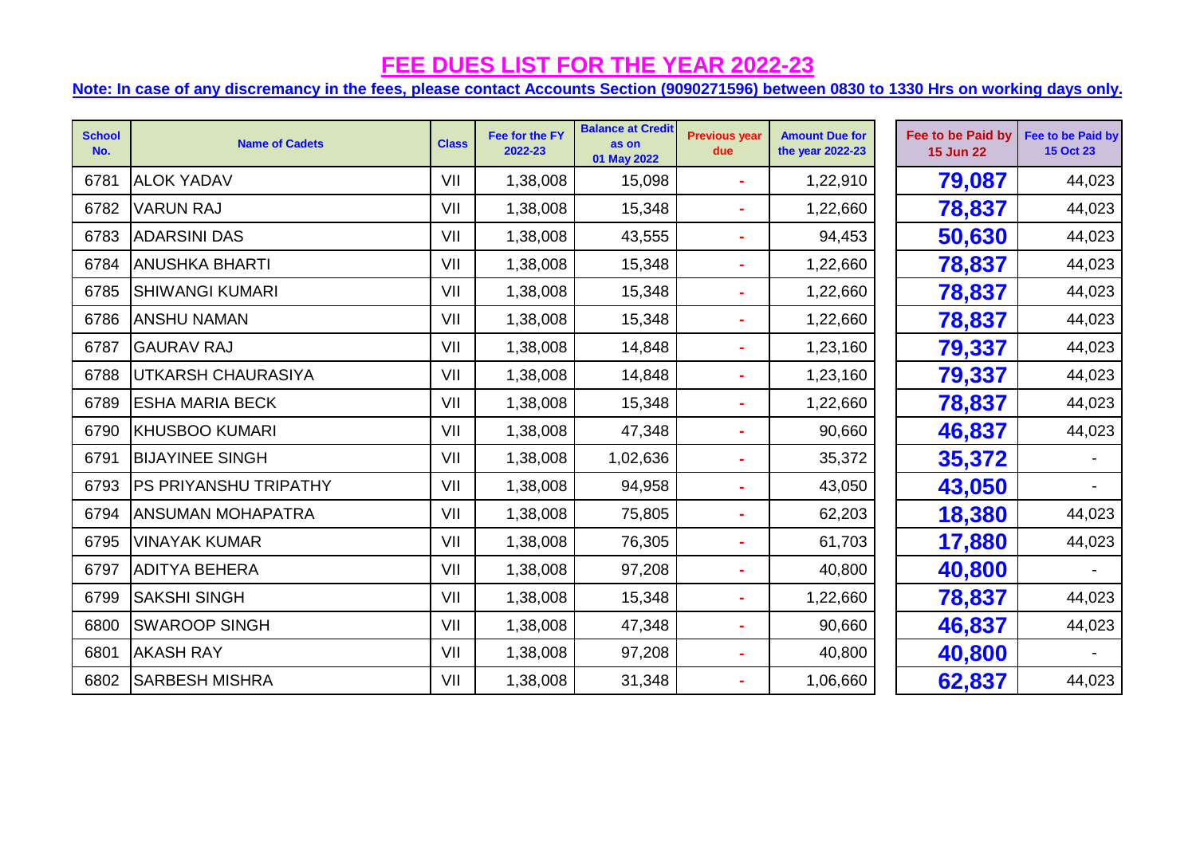# FEE DUES LIST FOR THE YEAR 2022-23

**Note: In case of any discremancy in the fees, please contact Accounts Section (9090271596) between 0830 to 1330 Hrs on working days only.**

| School No. | Name of Cadets | Class | Fee for the FY 2022-23 | Balance at Credit as on 01 May 2022 | Previous year due | Amount Due for the year 2022-23 | Fee to be Paid by 15 Jun 22 | Fee to be Paid by 15 Oct 23 |
|---|---|---|---|---|---|---|---|---|
| 6781 | ALOK YADAV | VII | 1,38,008 | 15,098 | - | 1,22,910 | **79,087** | 44,023 |
| 6782 | VARUN RAJ | VII | 1,38,008 | 15,348 | - | 1,22,660 | **78,837** | 44,023 |
| 6783 | ADARSINI DAS | VII | 1,38,008 | 43,555 | - | 94,453 | **50,630** | 44,023 |
| 6784 | ANUSHKA BHARTI | VII | 1,38,008 | 15,348 | - | 1,22,660 | **78,837** | 44,023 |
| 6785 | SHIWANGI KUMARI | VII | 1,38,008 | 15,348 | - | 1,22,660 | **78,837** | 44,023 |
| 6786 | ANSHU NAMAN | VII | 1,38,008 | 15,348 | - | 1,22,660 | **78,837** | 44,023 |
| 6787 | GAURAV RAJ | VII | 1,38,008 | 14,848 | - | 1,23,160 | **79,337** | 44,023 |
| 6788 | UTKARSH CHAURASIYA | VII | 1,38,008 | 14,848 | - | 1,23,160 | **79,337** | 44,023 |
| 6789 | ESHA MARIA BECK | VII | 1,38,008 | 15,348 | - | 1,22,660 | **78,837** | 44,023 |
| 6790 | KHUSBOO KUMARI | VII | 1,38,008 | 47,348 | - | 90,660 | **46,837** | 44,023 |
| 6791 | BIJAYINEE SINGH | VII | 1,38,008 | 1,02,636 | - | 35,372 | **35,372** | - |
| 6793 | PS PRIYANSHU TRIPATHY | VII | 1,38,008 | 94,958 | - | 43,050 | **43,050** | - |
| 6794 | ANSUMAN MOHAPATRA | VII | 1,38,008 | 75,805 | - | 62,203 | **18,380** | 44,023 |
| 6795 | VINAYAK KUMAR | VII | 1,38,008 | 76,305 | - | 61,703 | **17,880** | 44,023 |
| 6797 | ADITYA BEHERA | VII | 1,38,008 | 97,208 | - | 40,800 | **40,800** | - |
| 6799 | SAKSHI SINGH | VII | 1,38,008 | 15,348 | - | 1,22,660 | **78,837** | 44,023 |
| 6800 | SWAROOP SINGH | VII | 1,38,008 | 47,348 | - | 90,660 | **46,837** | 44,023 |
| 6801 | AKASH RAY | VII | 1,38,008 | 97,208 | - | 40,800 | **40,800** | - |
| 6802 | SARBESH MISHRA | VII | 1,38,008 | 31,348 | - | 1,06,660 | **62,837** | 44,023 |